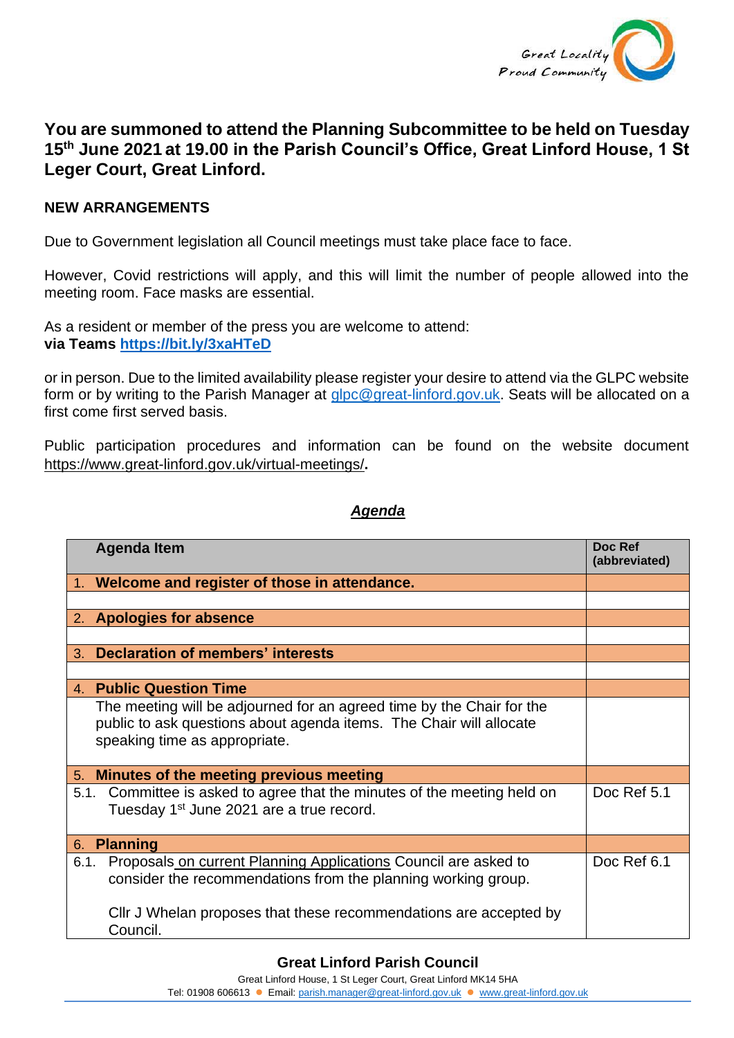Great Locality
Proud Community

## You are summoned to attend the Planning Subcommittee to be held on Tuesday 15th June 2021 at 19.00 in the Parish Council's Office, Great Linford House, 1 St Leger Court, Great Linford.

**NEW ARRANGEMENTS**

Due to Government legislation all Council meetings must take place face to face.

However, Covid restrictions will apply, and this will limit the number of people allowed into the meeting room. Face masks are essential.

As a resident or member of the press you are welcome to attend:
**via Teams [https://bit.ly/3xaHTeD](https://bit.ly/3xaHTeD)**

or in person. Due to the limited availability please register your desire to attend via the GLPC website form or by writing to the Parish Manager at glpc@great-linford.gov.uk. Seats will be allocated on a first come first served basis.

Public participation procedures and information can be found on the website document https://www.great-linford.gov.uk/virtual-meetings/**.**

***Agenda***

| Agenda Item | Doc Ref (abbreviated) |
|---|---|
| 1. **Welcome and register of those in attendance.** | |
| | |
| 2. **Apologies for absence** | |
| | |
| 3. **Declaration of members' interests** | |
| | |
| 4. **Public Question Time** | |
| The meeting will be adjourned for an agreed time by the Chair for the public to ask questions about agenda items. The Chair will allocate speaking time as appropriate. | |
| 5. **Minutes of the meeting previous meeting** | |
| 5.1. Committee is asked to agree that the minutes of the meeting held on Tuesday 1st June 2021 are a true record. | Doc Ref 5.1 |
| 6. **Planning** | |
| 6.1. Proposals on current Planning Applications Council are asked to consider the recommendations from the planning working group.<br><br>Cllr J Whelan proposes that these recommendations are accepted by Council. | Doc Ref 6.1 |

**Great Linford Parish Council**
Great Linford House, 1 St Leger Court, Great Linford MK14 5HA
Tel: 01908 606613 ● Email: parish.manager@great-linford.gov.uk ● www.great-linford.gov.uk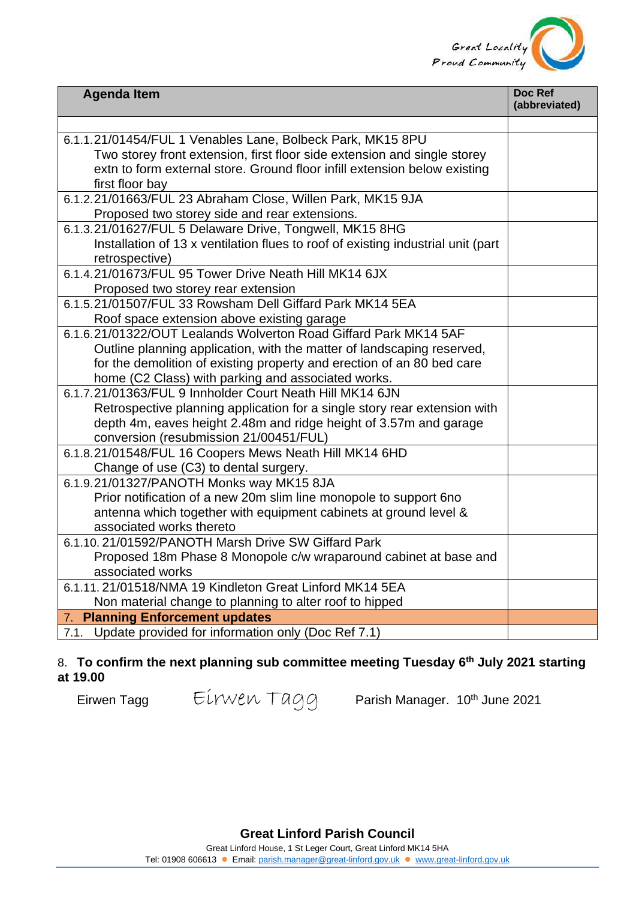| Agenda Item | Doc Ref (abbreviated) |
|---|---|
| | |
| 6.1.1. 21/01454/FUL 1 Venables Lane, Bolbeck Park, MK15 8PU<br>Two storey front extension, first floor side extension and single storey extn to form external store. Ground floor infill extension below existing first floor bay | |
| 6.1.2. 21/01663/FUL 23 Abraham Close, Willen Park, MK15 9JA<br>Proposed two storey side and rear extensions. | |
| 6.1.3. 21/01627/FUL 5 Delaware Drive, Tongwell, MK15 8HG<br>Installation of 13 x ventilation flues to roof of existing industrial unit (part retrospective) | |
| 6.1.4. 21/01673/FUL 95 Tower Drive Neath Hill MK14 6JX<br>Proposed two storey rear extension | |
| 6.1.5. 21/01507/FUL 33 Rowsham Dell Giffard Park MK14 5EA<br>Roof space extension above existing garage | |
| 6.1.6. 21/01322/OUT Lealands Wolverton Road Giffard Park MK14 5AF<br>Outline planning application, with the matter of landscaping reserved, for the demolition of existing property and erection of an 80 bed care home (C2 Class) with parking and associated works. | |
| 6.1.7. 21/01363/FUL 9 Innholder Court Neath Hill MK14 6JN<br>Retrospective planning application for a single story rear extension with depth 4m, eaves height 2.48m and ridge height of 3.57m and garage conversion (resubmission 21/00451/FUL) | |
| 6.1.8. 21/01548/FUL 16 Coopers Mews Neath Hill MK14 6HD<br>Change of use (C3) to dental surgery. | |
| 6.1.9. 21/01327/PANOTH Monks way MK15 8JA<br>Prior notification of a new 20m slim line monopole to support 6no antenna which together with equipment cabinets at ground level & associated works thereto | |
| 6.1.10. 21/01592/PANOTH Marsh Drive SW Giffard Park<br>Proposed 18m Phase 8 Monopole c/w wraparound cabinet at base and associated works | |
| 6.1.11. 21/01518/NMA 19 Kindleton Great Linford MK14 5EA<br>Non material change to planning to alter roof to hipped | |
| **7. Planning Enforcement updates** | |
| 7.1. Update provided for information only (Doc Ref 7.1) | |

8. **To confirm the next planning sub committee meeting Tuesday 6th July 2021 starting at 19.00**

Eirwen Tagg    Eirwen Tagg    Parish Manager. 10th June 2021

**Great Linford Parish Council**

Great Linford House, 1 St Leger Court, Great Linford MK14 5HA

Tel: 01908 606613 ● Email: parish.manager@great-linford.gov.uk ● www.great-linford.gov.uk